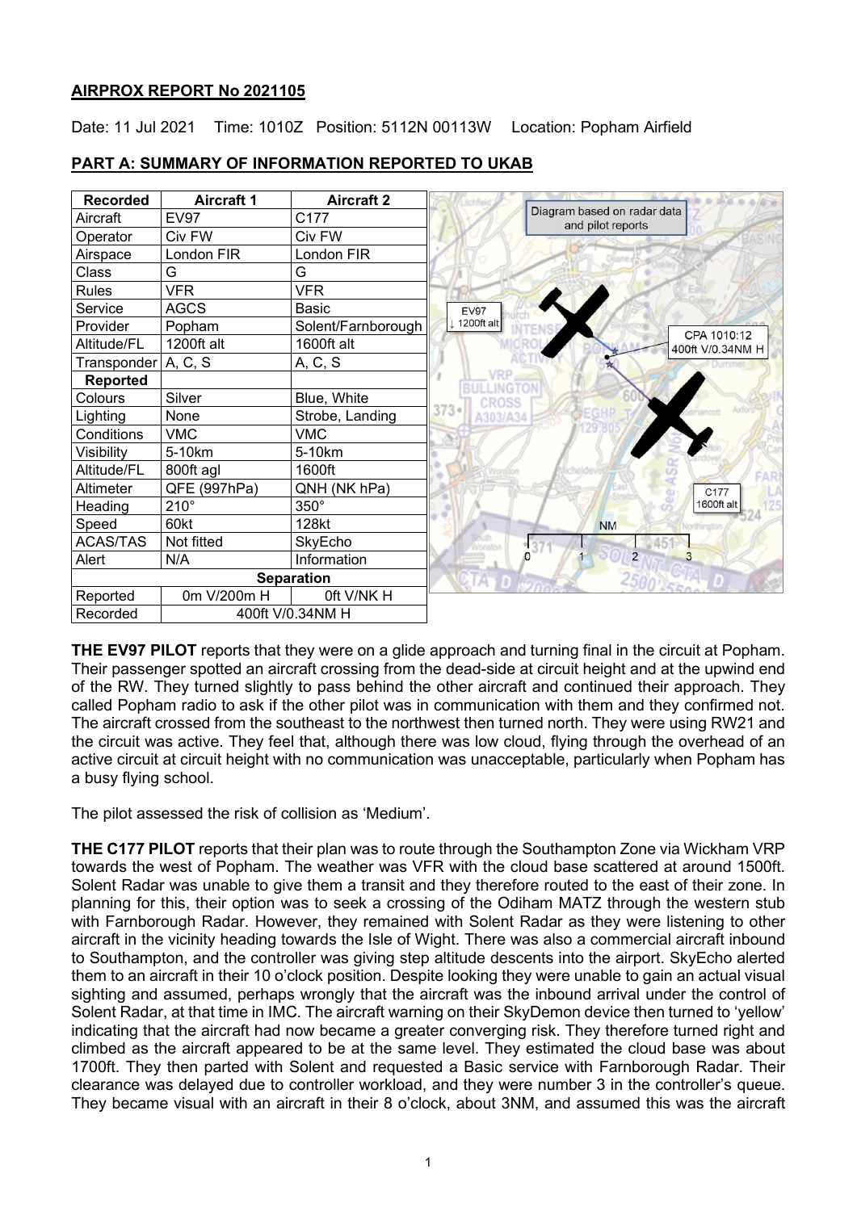**AIRPROX REPORT No 2021105**

Date: 11 Jul 2021 Time: 1010Z Position: 5112N 00113W Location: Popham Airfield

**PART A: SUMMARY OF INFORMATION REPORTED TO UKAB**

| Recorded | Aircraft 1 | Aircraft 2 |
|---|---|---|
| Aircraft | EV97 | C177 |
| Operator | Civ FW | Civ FW |
| Airspace | London FIR | London FIR |
| Class | G | G |
| Rules | VFR | VFR |
| Service | AGCS | Basic |
| Provider | Popham | Solent/Farnborough |
| Altitude/FL | 1200ft alt | 1600ft alt |
| Transponder | A, C, S | A, C, S |
| **Reported** | | |
| Colours | Silver | Blue, White |
| Lighting | None | Strobe, Landing |
| Conditions | VMC | VMC |
| Visibility | 5-10km | 5-10km |
| Altitude/FL | 800ft agl | 1600ft |
| Altimeter | QFE (997hPa) | QNH (NK hPa) |
| Heading | 210° | 350° |
| Speed | 60kt | 128kt |
| ACAS/TAS | Not fitted | SkyEcho |
| Alert | N/A | Information |
| **Separation** | | |
| Reported | 0m V/200m H | 0ft V/NK H |
| Recorded | 400ft V/0.34NM H | |

Diagram based on radar data and pilot reports

EV97 ↓ 1200ft alt

CPA 1010:12 400ft V/0.34NM H

C177 1600ft alt

**THE EV97 PILOT** reports that they were on a glide approach and turning final in the circuit at Popham. Their passenger spotted an aircraft crossing from the dead-side at circuit height and at the upwind end of the RW. They turned slightly to pass behind the other aircraft and continued their approach. They called Popham radio to ask if the other pilot was in communication with them and they confirmed not. The aircraft crossed from the southeast to the northwest then turned north. They were using RW21 and the circuit was active. They feel that, although there was low cloud, flying through the overhead of an active circuit at circuit height with no communication was unacceptable, particularly when Popham has a busy flying school.

The pilot assessed the risk of collision as 'Medium'.

**THE C177 PILOT** reports that their plan was to route through the Southampton Zone via Wickham VRP towards the west of Popham. The weather was VFR with the cloud base scattered at around 1500ft. Solent Radar was unable to give them a transit and they therefore routed to the east of their zone. In planning for this, their option was to seek a crossing of the Odiham MATZ through the western stub with Farnborough Radar. However, they remained with Solent Radar as they were listening to other aircraft in the vicinity heading towards the Isle of Wight. There was also a commercial aircraft inbound to Southampton, and the controller was giving step altitude descents into the airport. SkyEcho alerted them to an aircraft in their 10 o'clock position. Despite looking they were unable to gain an actual visual sighting and assumed, perhaps wrongly that the aircraft was the inbound arrival under the control of Solent Radar, at that time in IMC. The aircraft warning on their SkyDemon device then turned to 'yellow' indicating that the aircraft had now became a greater converging risk. They therefore turned right and climbed as the aircraft appeared to be at the same level. They estimated the cloud base was about 1700ft. They then parted with Solent and requested a Basic service with Farnborough Radar. Their clearance was delayed due to controller workload, and they were number 3 in the controller's queue. They became visual with an aircraft in their 8 o'clock, about 3NM, and assumed this was the aircraft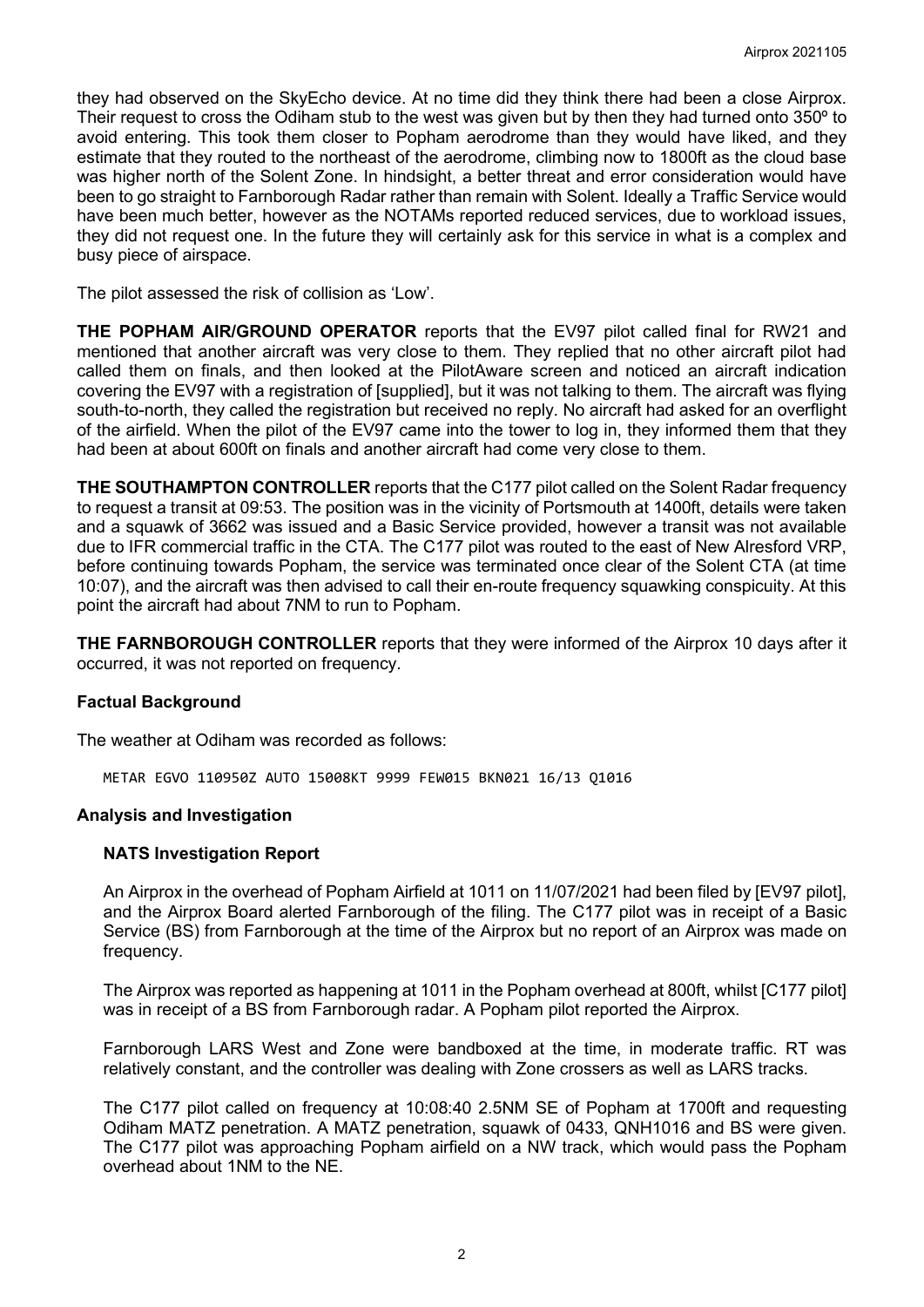they had observed on the SkyEcho device. At no time did they think there had been a close Airprox. Their request to cross the Odiham stub to the west was given but by then they had turned onto 350º to avoid entering. This took them closer to Popham aerodrome than they would have liked, and they estimate that they routed to the northeast of the aerodrome, climbing now to 1800ft as the cloud base was higher north of the Solent Zone. In hindsight, a better threat and error consideration would have been to go straight to Farnborough Radar rather than remain with Solent. Ideally a Traffic Service would have been much better, however as the NOTAMs reported reduced services, due to workload issues, they did not request one. In the future they will certainly ask for this service in what is a complex and busy piece of airspace.

The pilot assessed the risk of collision as 'Low'.

**THE POPHAM AIR/GROUND OPERATOR** reports that the EV97 pilot called final for RW21 and mentioned that another aircraft was very close to them. They replied that no other aircraft pilot had called them on finals, and then looked at the PilotAware screen and noticed an aircraft indication covering the EV97 with a registration of [supplied], but it was not talking to them. The aircraft was flying south-to-north, they called the registration but received no reply. No aircraft had asked for an overflight of the airfield. When the pilot of the EV97 came into the tower to log in, they informed them that they had been at about 600ft on finals and another aircraft had come very close to them.

**THE SOUTHAMPTON CONTROLLER** reports that the C177 pilot called on the Solent Radar frequency to request a transit at 09:53. The position was in the vicinity of Portsmouth at 1400ft, details were taken and a squawk of 3662 was issued and a Basic Service provided, however a transit was not available due to IFR commercial traffic in the CTA. The C177 pilot was routed to the east of New Alresford VRP, before continuing towards Popham, the service was terminated once clear of the Solent CTA (at time 10:07), and the aircraft was then advised to call their en-route frequency squawking conspicuity. At this point the aircraft had about 7NM to run to Popham.

**THE FARNBOROUGH CONTROLLER** reports that they were informed of the Airprox 10 days after it occurred, it was not reported on frequency.

## Factual Background

The weather at Odiham was recorded as follows:

```
METAR EGVO 110950Z AUTO 15008KT 9999 FEW015 BKN021 16/13 Q1016
```

## Analysis and Investigation

### NATS Investigation Report

An Airprox in the overhead of Popham Airfield at 1011 on 11/07/2021 had been filed by [EV97 pilot], and the Airprox Board alerted Farnborough of the filing. The C177 pilot was in receipt of a Basic Service (BS) from Farnborough at the time of the Airprox but no report of an Airprox was made on frequency.

The Airprox was reported as happening at 1011 in the Popham overhead at 800ft, whilst [C177 pilot] was in receipt of a BS from Farnborough radar. A Popham pilot reported the Airprox.

Farnborough LARS West and Zone were bandboxed at the time, in moderate traffic. RT was relatively constant, and the controller was dealing with Zone crossers as well as LARS tracks.

The C177 pilot called on frequency at 10:08:40 2.5NM SE of Popham at 1700ft and requesting Odiham MATZ penetration. A MATZ penetration, squawk of 0433, QNH1016 and BS were given. The C177 pilot was approaching Popham airfield on a NW track, which would pass the Popham overhead about 1NM to the NE.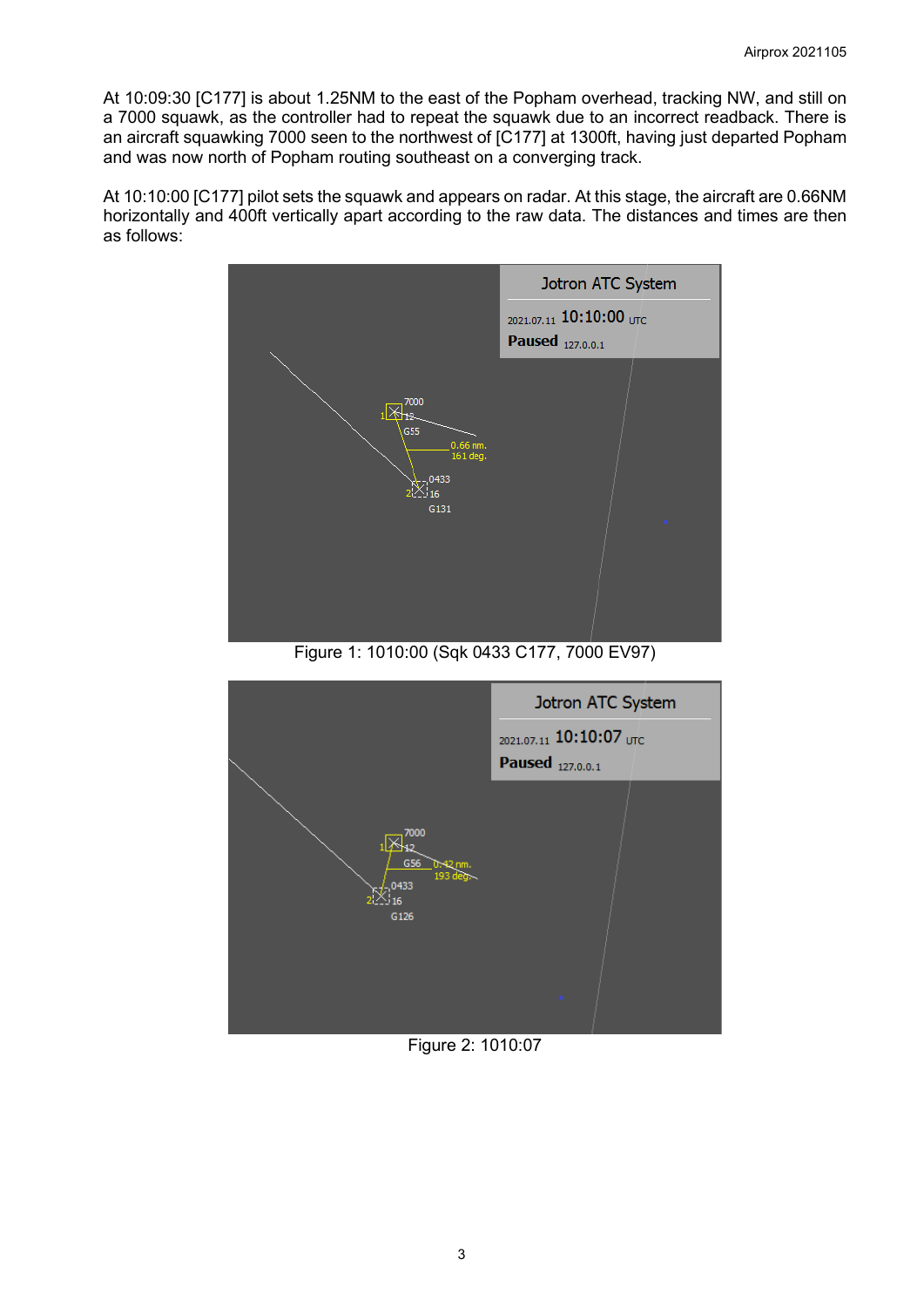At 10:09:30 [C177] is about 1.25NM to the east of the Popham overhead, tracking NW, and still on a 7000 squawk, as the controller had to repeat the squawk due to an incorrect readback. There is an aircraft squawking 7000 seen to the northwest of [C177] at 1300ft, having just departed Popham and was now north of Popham routing southeast on a converging track.

At 10:10:00 [C177] pilot sets the squawk and appears on radar. At this stage, the aircraft are 0.66NM horizontally and 400ft vertically apart according to the raw data. The distances and times are then as follows:

Figure 1: 1010:00 (Sqk 0433 C177, 7000 EV97)

Figure 2: 1010:07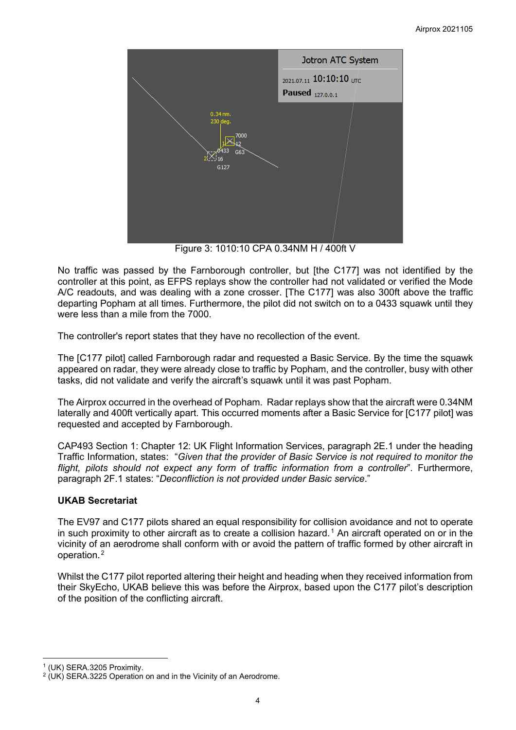Figure 3: 1010:10 CPA 0.34NM H / 400ft V

No traffic was passed by the Farnborough controller, but [the C177] was not identified by the controller at this point, as EFPS replays show the controller had not validated or verified the Mode A/C readouts, and was dealing with a zone crosser. [The C177] was also 300ft above the traffic departing Popham at all times. Furthermore, the pilot did not switch on to a 0433 squawk until they were less than a mile from the 7000.

The controller's report states that they have no recollection of the event.

The [C177 pilot] called Farnborough radar and requested a Basic Service. By the time the squawk appeared on radar, they were already close to traffic by Popham, and the controller, busy with other tasks, did not validate and verify the aircraft's squawk until it was past Popham.

The Airprox occurred in the overhead of Popham. Radar replays show that the aircraft were 0.34NM laterally and 400ft vertically apart. This occurred moments after a Basic Service for [C177 pilot] was requested and accepted by Farnborough.

CAP493 Section 1: Chapter 12: UK Flight Information Services, paragraph 2E.1 under the heading Traffic Information, states: "*Given that the provider of Basic Service is not required to monitor the flight, pilots should not expect any form of traffic information from a controller*". Furthermore, paragraph 2F.1 states: "*Deconfliction is not provided under Basic service*."

**UKAB Secretariat**

The EV97 and C177 pilots shared an equal responsibility for collision avoidance and not to operate in such proximity to other aircraft as to create a collision hazard.[1] An aircraft operated on or in the vicinity of an aerodrome shall conform with or avoid the pattern of traffic formed by other aircraft in operation.[2]

Whilst the C177 pilot reported altering their height and heading when they received information from their SkyEcho, UKAB believe this was before the Airprox, based upon the C177 pilot's description of the position of the conflicting aircraft.

---

[1] (UK) SERA.3205 Proximity.

[2] (UK) SERA.3225 Operation on and in the Vicinity of an Aerodrome.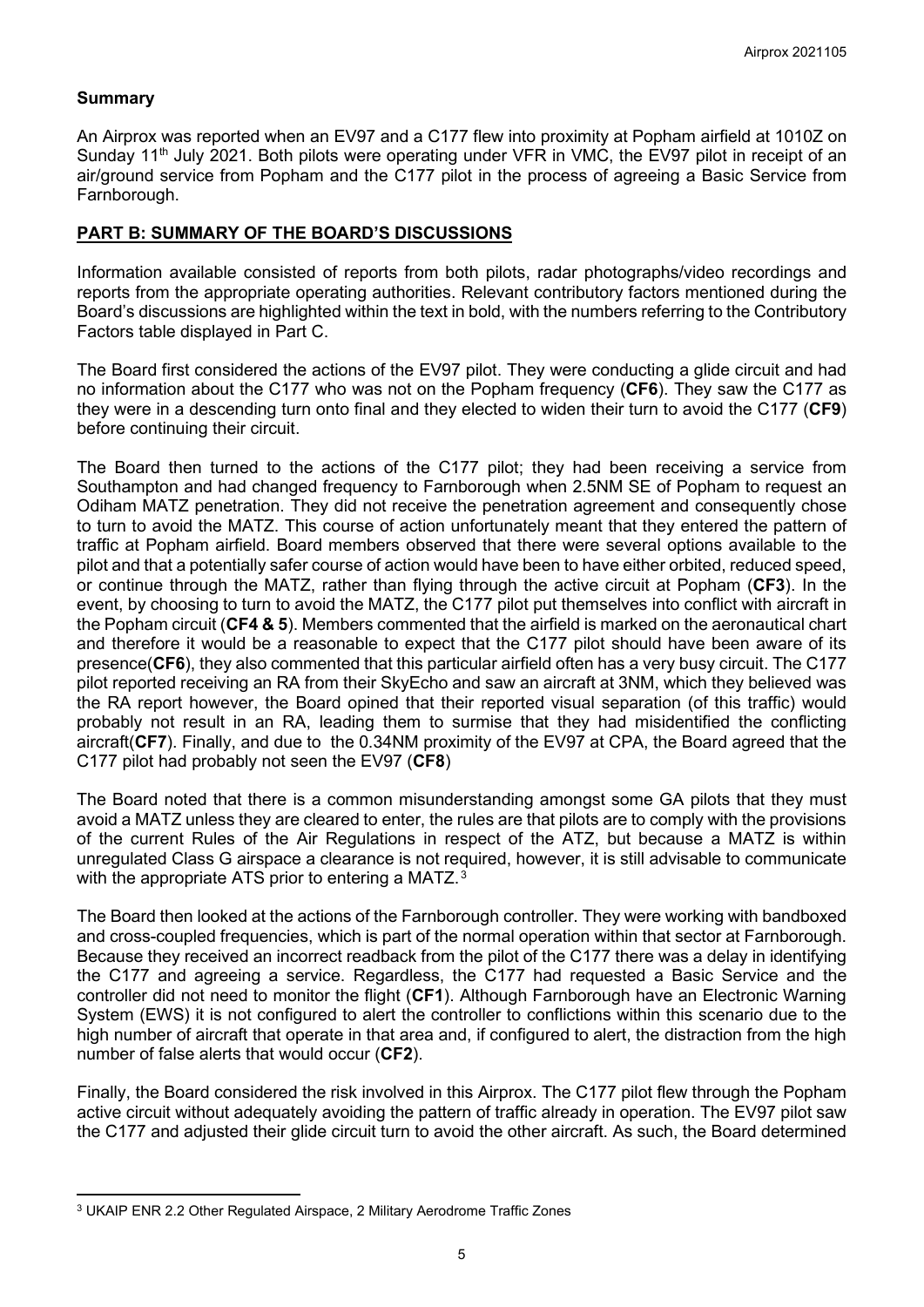## Summary

An Airprox was reported when an EV97 and a C177 flew into proximity at Popham airfield at 1010Z on Sunday 11th July 2021. Both pilots were operating under VFR in VMC, the EV97 pilot in receipt of an air/ground service from Popham and the C177 pilot in the process of agreeing a Basic Service from Farnborough.

## PART B: SUMMARY OF THE BOARD'S DISCUSSIONS

Information available consisted of reports from both pilots, radar photographs/video recordings and reports from the appropriate operating authorities. Relevant contributory factors mentioned during the Board's discussions are highlighted within the text in bold, with the numbers referring to the Contributory Factors table displayed in Part C.

The Board first considered the actions of the EV97 pilot. They were conducting a glide circuit and had no information about the C177 who was not on the Popham frequency (**CF6**). They saw the C177 as they were in a descending turn onto final and they elected to widen their turn to avoid the C177 (**CF9**) before continuing their circuit.

The Board then turned to the actions of the C177 pilot; they had been receiving a service from Southampton and had changed frequency to Farnborough when 2.5NM SE of Popham to request an Odiham MATZ penetration. They did not receive the penetration agreement and consequently chose to turn to avoid the MATZ. This course of action unfortunately meant that they entered the pattern of traffic at Popham airfield. Board members observed that there were several options available to the pilot and that a potentially safer course of action would have been to have either orbited, reduced speed, or continue through the MATZ, rather than flying through the active circuit at Popham (**CF3**). In the event, by choosing to turn to avoid the MATZ, the C177 pilot put themselves into conflict with aircraft in the Popham circuit (**CF4 & 5**). Members commented that the airfield is marked on the aeronautical chart and therefore it would be a reasonable to expect that the C177 pilot should have been aware of its presence(**CF6**), they also commented that this particular airfield often has a very busy circuit. The C177 pilot reported receiving an RA from their SkyEcho and saw an aircraft at 3NM, which they believed was the RA report however, the Board opined that their reported visual separation (of this traffic) would probably not result in an RA, leading them to surmise that they had misidentified the conflicting aircraft(**CF7**). Finally, and due to the 0.34NM proximity of the EV97 at CPA, the Board agreed that the C177 pilot had probably not seen the EV97 (**CF8**)

The Board noted that there is a common misunderstanding amongst some GA pilots that they must avoid a MATZ unless they are cleared to enter, the rules are that pilots are to comply with the provisions of the current Rules of the Air Regulations in respect of the ATZ, but because a MATZ is within unregulated Class G airspace a clearance is not required, however, it is still advisable to communicate with the appropriate ATS prior to entering a MATZ.[3]

The Board then looked at the actions of the Farnborough controller. They were working with bandboxed and cross-coupled frequencies, which is part of the normal operation within that sector at Farnborough. Because they received an incorrect readback from the pilot of the C177 there was a delay in identifying the C177 and agreeing a service. Regardless, the C177 had requested a Basic Service and the controller did not need to monitor the flight (**CF1**). Although Farnborough have an Electronic Warning System (EWS) it is not configured to alert the controller to conflictions within this scenario due to the high number of aircraft that operate in that area and, if configured to alert, the distraction from the high number of false alerts that would occur (**CF2**).

Finally, the Board considered the risk involved in this Airprox. The C177 pilot flew through the Popham active circuit without adequately avoiding the pattern of traffic already in operation. The EV97 pilot saw the C177 and adjusted their glide circuit turn to avoid the other aircraft. As such, the Board determined

[3] UKAIP ENR 2.2 Other Regulated Airspace, 2 Military Aerodrome Traffic Zones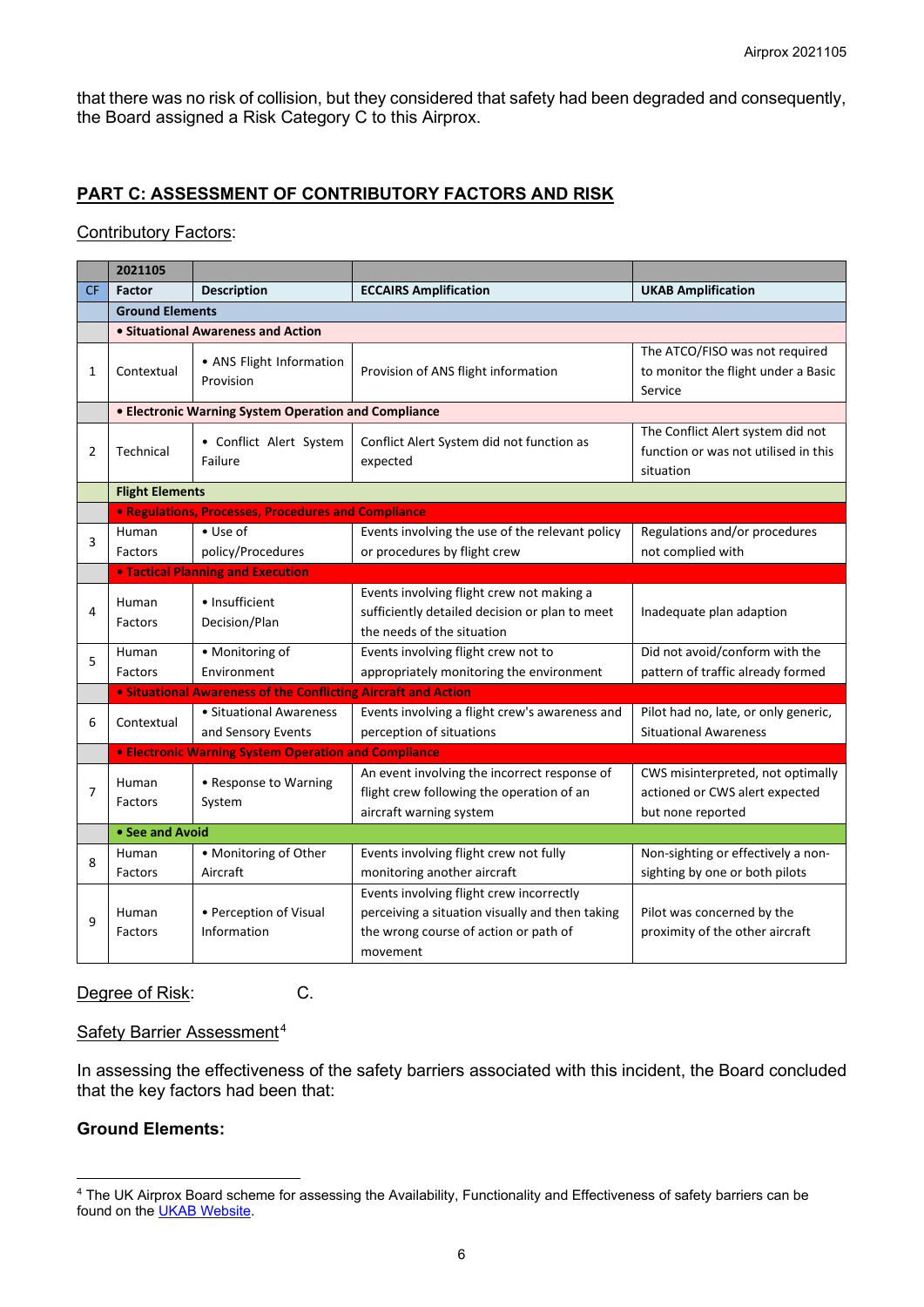that there was no risk of collision, but they considered that safety had been degraded and consequently, the Board assigned a Risk Category C to this Airprox.

## PART C: ASSESSMENT OF CONTRIBUTORY FACTORS AND RISK

Contributory Factors:

| | 2021105 | | | |
|---|---|---|---|---|
| CF | Factor | Description | ECCAIRS Amplification | UKAB Amplification |
| | **Ground Elements** | | | |
| | **• Situational Awareness and Action** | | | |
| 1 | Contextual | • ANS Flight Information Provision | Provision of ANS flight information | The ATCO/FISO was not required to monitor the flight under a Basic Service |
| | **• Electronic Warning System Operation and Compliance** | | | |
| 2 | Technical | • Conflict Alert System Failure | Conflict Alert System did not function as expected | The Conflict Alert system did not function or was not utilised in this situation |
| | **Flight Elements** | | | |
| | **• Regulations, Processes, Procedures and Compliance** | | | |
| 3 | Human Factors | • Use of policy/Procedures | Events involving the use of the relevant policy or procedures by flight crew | Regulations and/or procedures not complied with |
| | **• Tactical Planning and Execution** | | | |
| 4 | Human Factors | • Insufficient Decision/Plan | Events involving flight crew not making a sufficiently detailed decision or plan to meet the needs of the situation | Inadequate plan adaption |
| 5 | Human Factors | • Monitoring of Environment | Events involving flight crew not to appropriately monitoring the environment | Did not avoid/conform with the pattern of traffic already formed |
| | **• Situational Awareness of the Conflicting Aircraft and Action** | | | |
| 6 | Contextual | • Situational Awareness and Sensory Events | Events involving a flight crew's awareness and perception of situations | Pilot had no, late, or only generic, Situational Awareness |
| | **• Electronic Warning System Operation and Compliance** | | | |
| 7 | Human Factors | • Response to Warning System | An event involving the incorrect response of flight crew following the operation of an aircraft warning system | CWS misinterpreted, not optimally actioned or CWS alert expected but none reported |
| | **• See and Avoid** | | | |
| 8 | Human Factors | • Monitoring of Other Aircraft | Events involving flight crew not fully monitoring another aircraft | Non-sighting or effectively a non-sighting by one or both pilots |
| 9 | Human Factors | • Perception of Visual Information | Events involving flight crew incorrectly perceiving a situation visually and then taking the wrong course of action or path of movement | Pilot was concerned by the proximity of the other aircraft |

Degree of Risk: C.

Safety Barrier Assessment[4]

In assessing the effectiveness of the safety barriers associated with this incident, the Board concluded that the key factors had been that:

**Ground Elements:**

[4] The UK Airprox Board scheme for assessing the Availability, Functionality and Effectiveness of safety barriers can be found on the UKAB Website.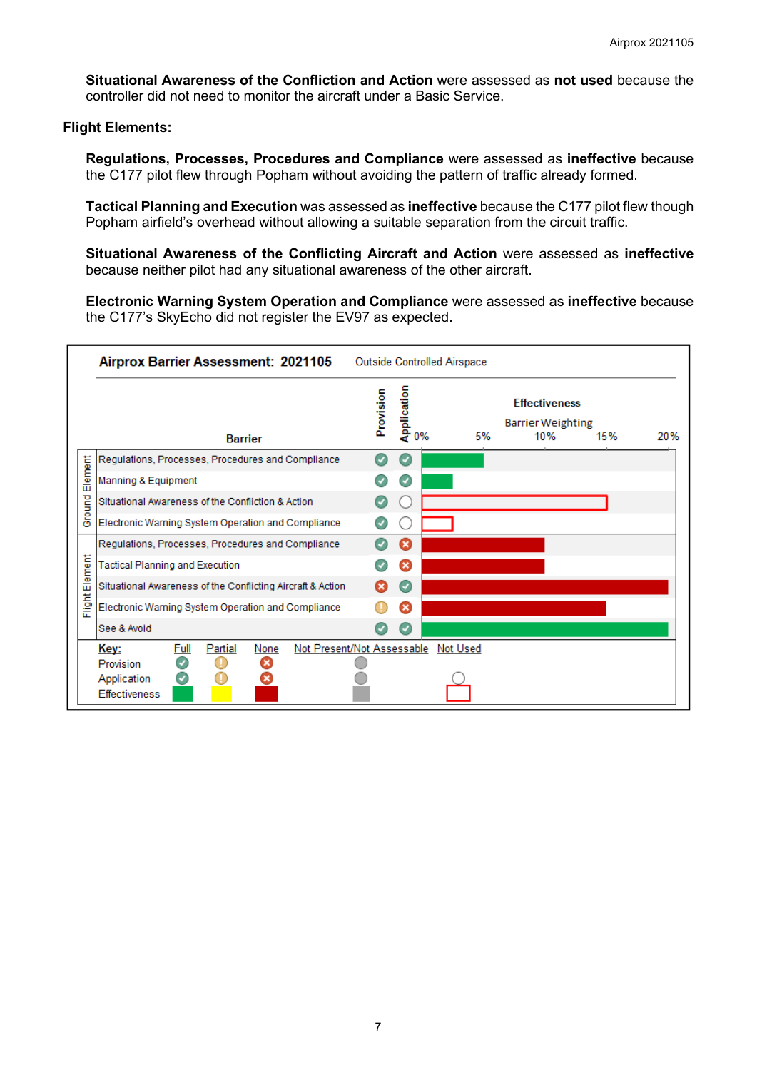**Situational Awareness of the Confliction and Action** were assessed as **not used** because the controller did not need to monitor the aircraft under a Basic Service.

**Flight Elements:**

**Regulations, Processes, Procedures and Compliance** were assessed as **ineffective** because the C177 pilot flew through Popham without avoiding the pattern of traffic already formed.

**Tactical Planning and Execution** was assessed as **ineffective** because the C177 pilot flew though Popham airfield's overhead without allowing a suitable separation from the circuit traffic.

**Situational Awareness of the Conflicting Aircraft and Action** were assessed as **ineffective** because neither pilot had any situational awareness of the other aircraft.

**Electronic Warning System Operation and Compliance** were assessed as **ineffective** because the C177's SkyEcho did not register the EV97 as expected.

**Airprox Barrier Assessment: 2021105**

Outside Controlled Airspace

Barrier

Provision

Application

Effectiveness

Barrier Weighting

0% 5% 10% 15% 20%

Ground Element

Regulations, Processes, Procedures and Compliance

Manning & Equipment

Situational Awareness of the Confliction & Action

Electronic Warning System Operation and Compliance

Flight Element

Regulations, Processes, Procedures and Compliance

Tactical Planning and Execution

Situational Awareness of the Conflicting Aircraft & Action

Electronic Warning System Operation and Compliance

See & Avoid

Key: Full Partial None Not Present/Not Assessable Not Used

Provision

Application

Effectiveness